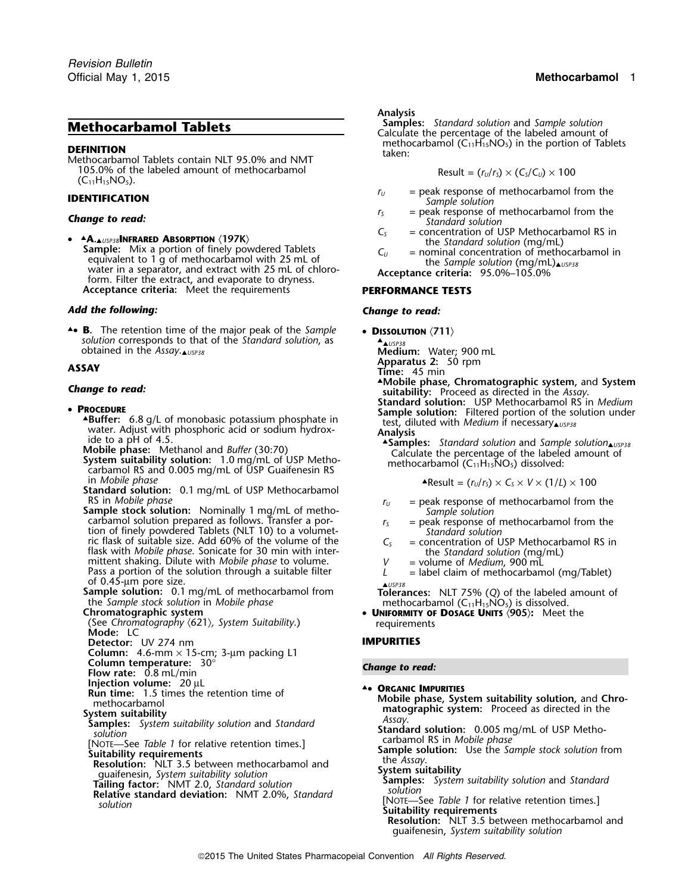# Methocarbamol Tablets

## DEFINITION

Methocarbamol Tablets contain NLT 95.0% and NMT 105.0% of the labeled amount of methocarbamol ($C_{11}H_{15}NO_5$).

## IDENTIFICATION

***Change to read:***

- ▲**A.**▲USP38**INFRARED ABSORPTION ⟨197K⟩**
  **Sample:** Mix a portion of finely powdered Tablets equivalent to 1 g of methocarbamol with 25 mL of water in a separator, and extract with 25 mL of chloroform. Filter the extract, and evaporate to dryness.
  **Acceptance criteria:** Meet the requirements

***Add the following:***

▲• **B.** The retention time of the major peak of the *Sample solution* corresponds to that of the *Standard solution*, as obtained in the *Assay*.▲USP38

## ASSAY

***Change to read:***

- **PROCEDURE**
  ▲**Buffer:** 6.8 g/L of monobasic potassium phosphate in water. Adjust with phosphoric acid or sodium hydroxide to a pH of 4.5.
  **Mobile phase:** Methanol and *Buffer* (30:70)
  **System suitability solution:** 1.0 mg/mL of USP Methocarbamol RS and 0.005 mg/mL of USP Guaifenesin RS in *Mobile phase*
  **Standard solution:** 0.1 mg/mL of USP Methocarbamol RS in *Mobile phase*
  **Sample stock solution:** Nominally 1 mg/mL of methocarbamol solution prepared as follows. Transfer a portion of finely powdered Tablets (NLT 10) to a volumetric flask of suitable size. Add 60% of the volume of the flask with *Mobile phase*. Sonicate for 30 min with intermittent shaking. Dilute with *Mobile phase* to volume. Pass a portion of the solution through a suitable filter of 0.45-µm pore size.
  **Sample solution:** 0.1 mg/mL of methocarbamol from the *Sample stock solution* in *Mobile phase*
  **Chromatographic system**
  (See *Chromatography ⟨621⟩, System Suitability.*)
  **Mode:** LC
  **Detector:** UV 274 nm
  **Column:** 4.6-mm × 15-cm; 3-µm packing L1
  **Column temperature:** 30°
  **Flow rate:** 0.8 mL/min
  **Injection volume:** 20 µL
  **Run time:** 1.5 times the retention time of methocarbamol
  **System suitability**
  **Samples:** *System suitability solution* and *Standard solution*
  [NOTE—See *Table 1* for relative retention times.]
  **Suitability requirements**
  **Resolution:** NLT 3.5 between methocarbamol and guaifenesin, *System suitability solution*
  **Tailing factor:** NMT 2.0, *Standard solution*
  **Relative standard deviation:** NMT 2.0%, *Standard solution*
  **Analysis**
  **Samples:** *Standard solution* and *Sample solution*
  Calculate the percentage of the labeled amount of methocarbamol ($C_{11}H_{15}NO_5$) in the portion of Tablets taken:

$$\text{Result} = (r_U/r_S) \times (C_S/C_U) \times 100$$

  $r_U$ = peak response of methocarbamol from the *Sample solution*
  $r_S$ = peak response of methocarbamol from the *Standard solution*
  $C_S$ = concentration of USP Methocarbamol RS in the *Standard solution* (mg/mL)
  $C_U$ = nominal concentration of methocarbamol in the *Sample solution* (mg/mL)▲USP38
  **Acceptance criteria:** 95.0%–105.0%

## PERFORMANCE TESTS

***Change to read:***

- **DISSOLUTION ⟨711⟩**
  ▲▲USP38
  **Medium:** Water; 900 mL
  **Apparatus 2:** 50 rpm
  **Time:** 45 min
  ▲**Mobile phase, Chromatographic system,** and **System suitability:** Proceed as directed in the *Assay*.
  **Standard solution:** USP Methocarbamol RS in *Medium*
  **Sample solution:** Filtered portion of the solution under test, diluted with *Medium* if necessary▲USP38
  **Analysis**
  ▲**Samples:** *Standard solution* and *Sample solution*▲USP38
  Calculate the percentage of the labeled amount of methocarbamol ($C_{11}H_{15}NO_5$) dissolved:

$$\text{▲Result} = (r_U/r_S) \times C_S \times V \times (1/L) \times 100$$

  $r_U$ = peak response of methocarbamol from the *Sample solution*
  $r_S$ = peak response of methocarbamol from the *Standard solution*
  $C_S$ = concentration of USP Methocarbamol RS in the *Standard solution* (mg/mL)
  $V$ = volume of *Medium*, 900 mL
  $L$ = label claim of methocarbamol (mg/Tablet)
  ▲USP38
  **Tolerances:** NLT 75% (*Q*) of the labeled amount of methocarbamol ($C_{11}H_{15}NO_5$) is dissolved.
- **UNIFORMITY OF DOSAGE UNITS ⟨905⟩:** Meet the requirements

## IMPURITIES

***Change to read:***

▲• **ORGANIC IMPURITIES**
  **Mobile phase, System suitability solution,** and **Chromatographic system:** Proceed as directed in the *Assay*.
  **Standard solution:** 0.005 mg/mL of USP Methocarbamol RS in *Mobile phase*
  **Sample solution:** Use the *Sample stock solution* from the *Assay*.
  **System suitability**
  **Samples:** *System suitability solution* and *Standard solution*
  [NOTE—See *Table 1* for relative retention times.]
  **Suitability requirements**
  **Resolution:** NLT 3.5 between methocarbamol and guaifenesin, *System suitability solution*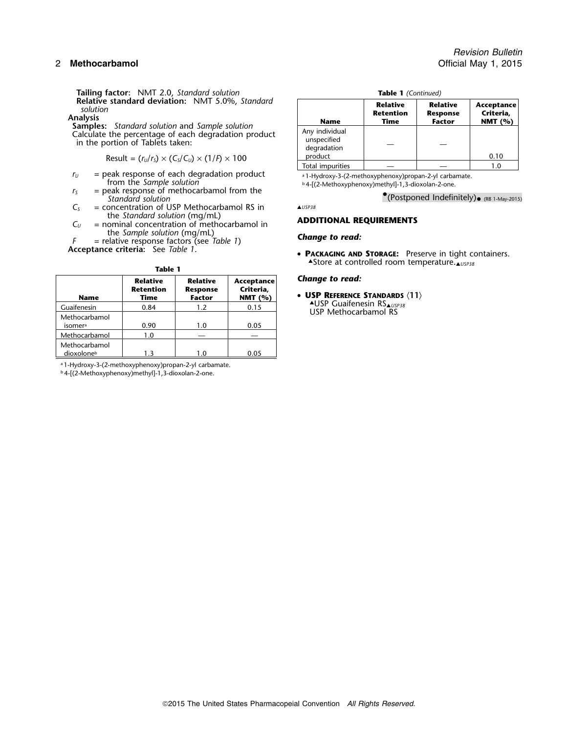**Tailing factor:** NMT 2.0, *Standard solution*
**Relative standard deviation:** NMT 5.0%, *Standard solution*

**Analysis**

**Samples:** *Standard solution* and *Sample solution*

Calculate the percentage of each degradation product in the portion of Tablets taken:

$$\text{Result} = (r_U/r_S) \times (C_S/C_U) \times (1/F) \times 100$$

$r_U$ = peak response of each degradation product from the *Sample solution*
$r_S$ = peak response of methocarbamol from the *Standard solution*
$C_S$ = concentration of USP Methocarbamol RS in the *Standard solution* (mg/mL)
$C_U$ = nominal concentration of methocarbamol in the *Sample solution* (mg/mL)
$F$ = relative response factors (see *Table 1*)

**Acceptance criteria:** See *Table 1*.

**Table 1**

| Name | Relative Retention Time | Relative Response Factor | Acceptance Criteria, NMT (%) |
|---|---|---|---|
| Guaifenesin | 0.84 | 1.2 | 0.15 |
| Methocarbamol isomer[a] | 0.90 | 1.0 | 0.05 |
| Methocarbamol | 1.0 | — | — |
| Methocarbamol dioxolone[b] | 1.3 | 1.0 | 0.05 |
| Any individual unspecified degradation product | — | — | 0.10 |
| Total impurities | — | — | 1.0 |

[a] 1-Hydroxy-3-(2-methoxyphenoxy)propan-2-yl carbamate.
[b] 4-[(2-Methoxyphenoxy)methyl]-1,3-dioxolan-2-one.

•(Postponed Indefinitely)• (RB 1-May-2015)

▲USP38

## ADDITIONAL REQUIREMENTS

***Change to read:***

- **Packaging and Storage:** Preserve in tight containers. ▲Store at controlled room temperature.▲USP38

***Change to read:***

- **USP Reference Standards ⟨11⟩**
  ▲USP Guaifenesin RS▲USP38
  USP Methocarbamol RS